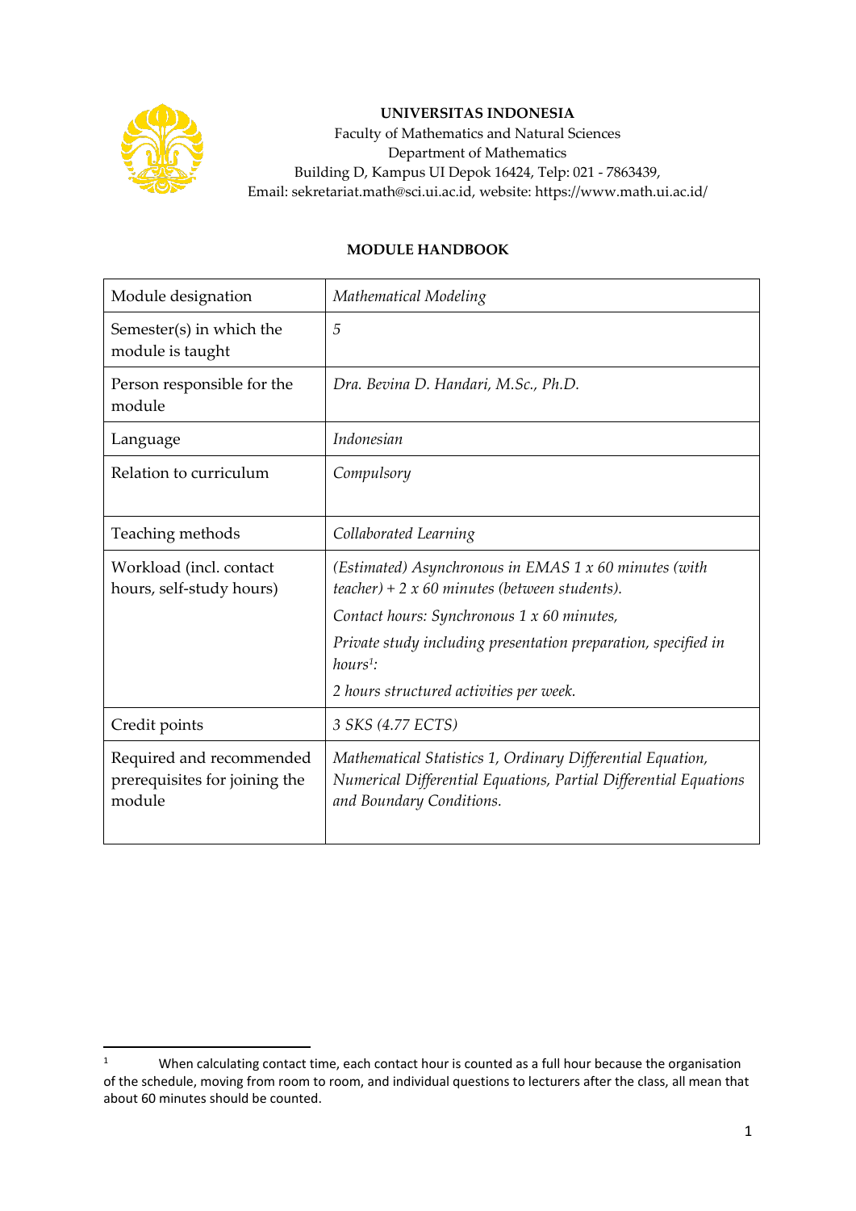**UNIVERSITAS INDONESIA**
Faculty of Mathematics and Natural Sciences
Department of Mathematics
Building D, Kampus UI Depok 16424, Telp: 021 - 7863439,
Email: sekretariat.math@sci.ui.ac.id, website: https://www.math.ui.ac.id/

## MODULE HANDBOOK

| Module designation | *Mathematical Modeling* |
|---|---|
| Semester(s) in which the module is taught | *5* |
| Person responsible for the module | *Dra. Bevina D. Handari, M.Sc., Ph.D.* |
| Language | *Indonesian* |
| Relation to curriculum | *Compulsory* |
| Teaching methods | *Collaborated Learning* |
| Workload (incl. contact hours, self-study hours) | *(Estimated) Asynchronous in EMAS 1 x 60 minutes (with teacher) + 2 x 60 minutes (between students).* <br> *Contact hours: Synchronous 1 x 60 minutes,* <br> *Private study including presentation preparation, specified in hours[1]:* <br> *2 hours structured activities per week.* |
| Credit points | *3 SKS (4.77 ECTS)* |
| Required and recommended prerequisites for joining the module | *Mathematical Statistics 1, Ordinary Differential Equation, Numerical Differential Equations, Partial Differential Equations and Boundary Conditions.* |

[1] When calculating contact time, each contact hour is counted as a full hour because the organisation of the schedule, moving from room to room, and individual questions to lecturers after the class, all mean that about 60 minutes should be counted.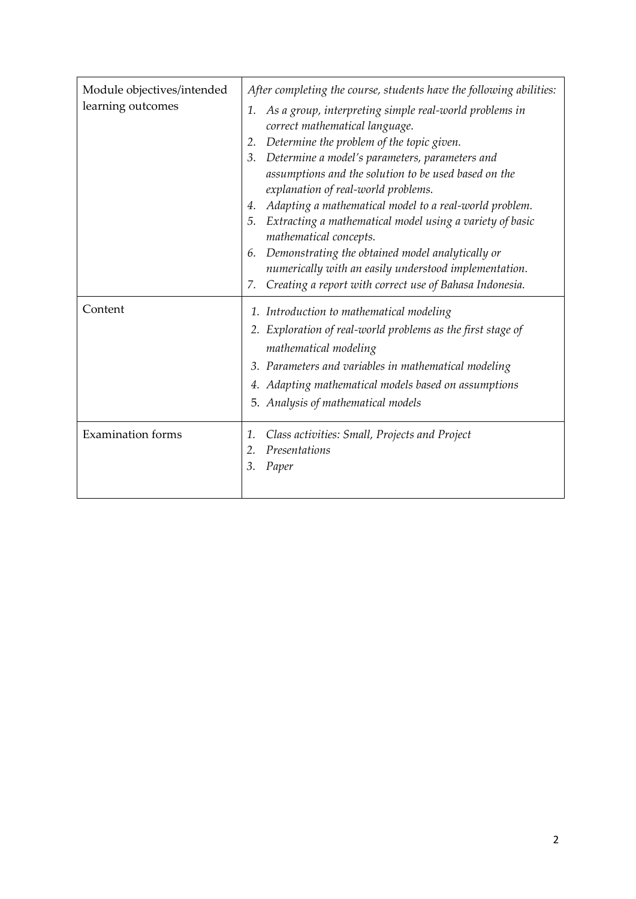| Module objectives/intended learning outcomes | *After completing the course, students have the following abilities:*<br>1. *As a group, interpreting simple real-world problems in correct mathematical language.*<br>2. *Determine the problem of the topic given.*<br>3. *Determine a model's parameters, parameters and assumptions and the solution to be used based on the explanation of real-world problems.*<br>4. *Adapting a mathematical model to a real-world problem.*<br>5. *Extracting a mathematical model using a variety of basic mathematical concepts.*<br>6. *Demonstrating the obtained model analytically or numerically with an easily understood implementation.*<br>7. *Creating a report with correct use of Bahasa Indonesia.* |
| --- | --- |
| Content | 1. *Introduction to mathematical modeling*<br>2. *Exploration of real-world problems as the first stage of mathematical modeling*<br>3. *Parameters and variables in mathematical modeling*<br>4. *Adapting mathematical models based on assumptions*<br>5. *Analysis of mathematical models* |
| Examination forms | 1. *Class activities: Small, Projects and Project*<br>2. *Presentations*<br>3. *Paper* |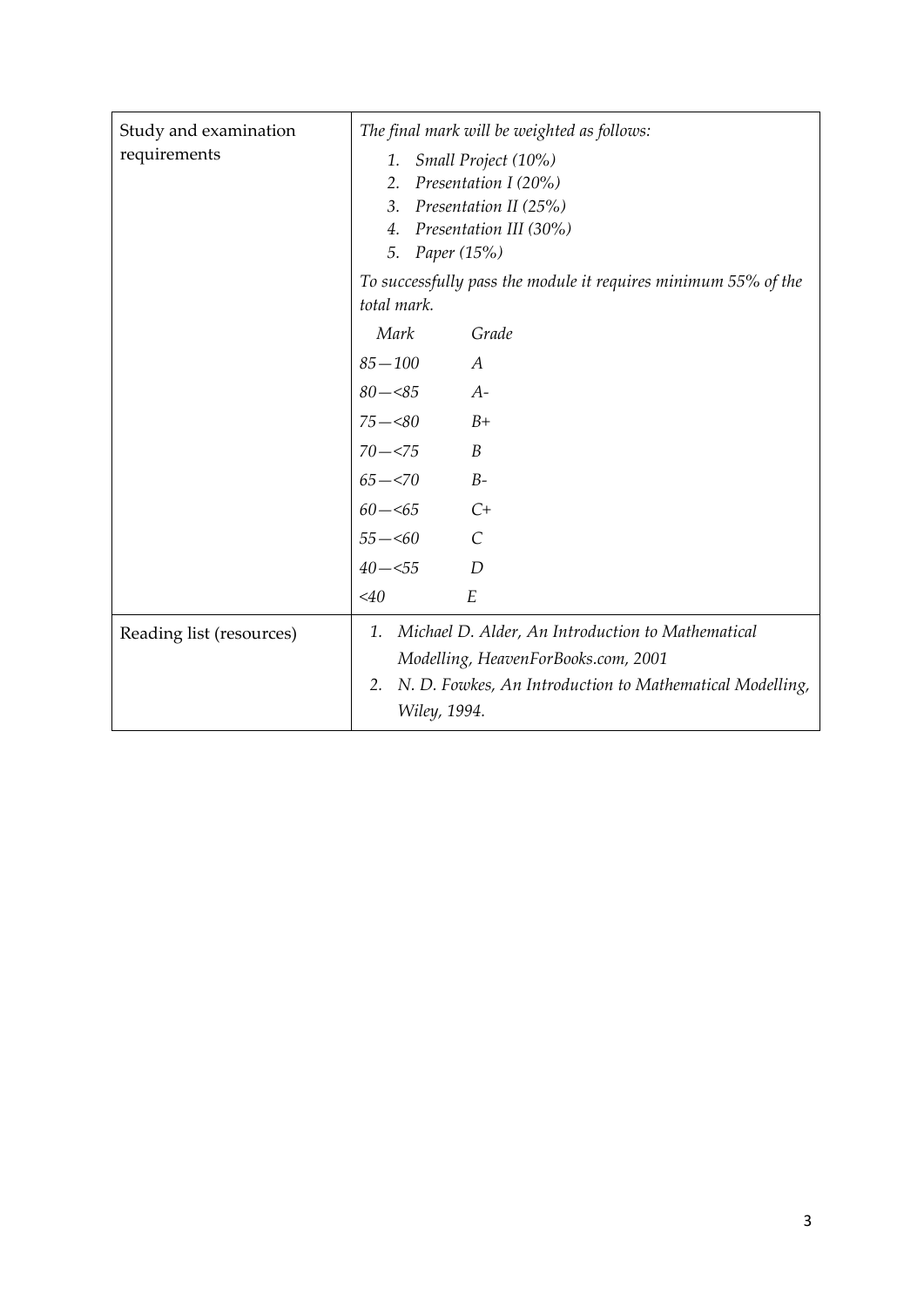| | |
|---|---|
| Study and examination requirements | *The final mark will be weighted as follows:*<br>1. *Small Project (10%)*<br>2. *Presentation I (20%)*<br>3. *Presentation II (25%)*<br>4. *Presentation III (30%)*<br>5. *Paper (15%)*<br><br>*To successfully pass the module it requires minimum 55% of the total mark.*<br><br>*Mark — Grade*<br>*85—100 — A*<br>*80—<85 — A-*<br>*75—<80 — B+*<br>*70—<75 — B*<br>*65—<70 — B-*<br>*60—<65 — C+*<br>*55—<60 — C*<br>*40—<55 — D*<br>*<40 — E* |
| Reading list (resources) | 1. *Michael D. Alder, An Introduction to Mathematical Modelling, HeavenForBooks.com, 2001*<br>2. *N. D. Fowkes, An Introduction to Mathematical Modelling, Wiley, 1994.* |